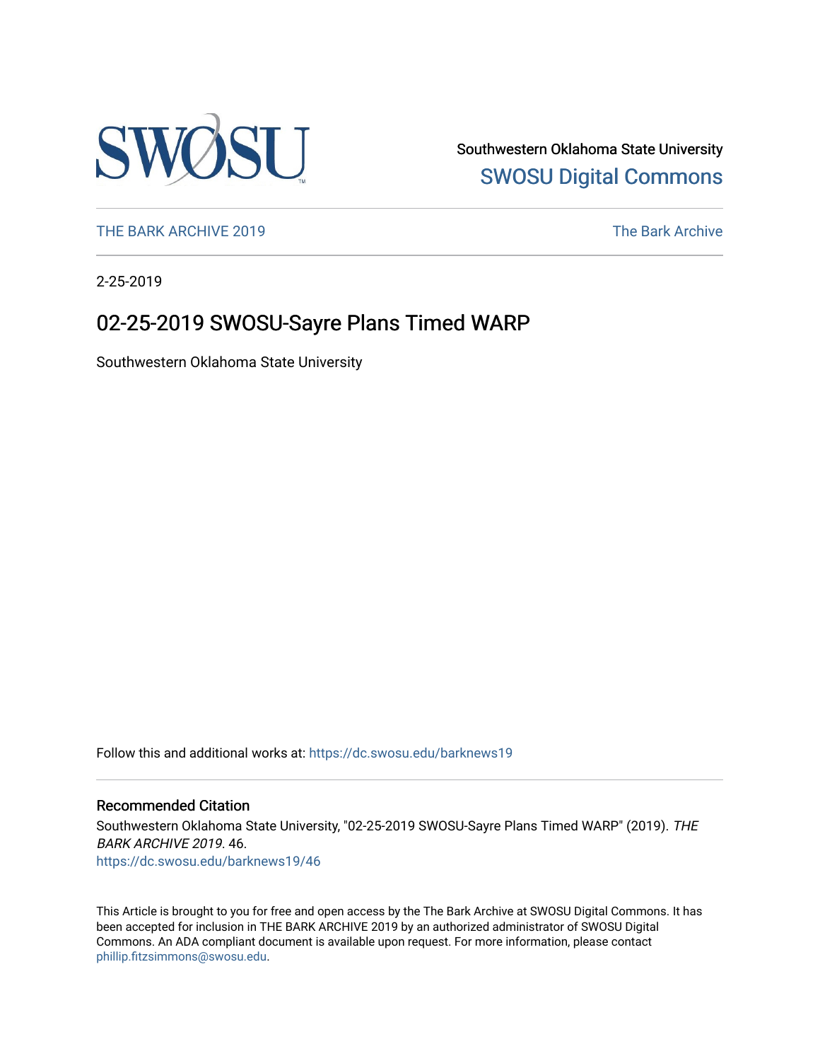Southwestern Oklahoma State University

SWOSU Digital Commons

THE BARK ARCHIVE 2019

The Bark Archive

2-25-2019

# 02-25-2019 SWOSU-Sayre Plans Timed WARP

Southwestern Oklahoma State University

Follow this and additional works at: https://dc.swosu.edu/barknews19

## Recommended Citation

Southwestern Oklahoma State University, "02-25-2019 SWOSU-Sayre Plans Timed WARP" (2019). *THE BARK ARCHIVE 2019*. 46.
https://dc.swosu.edu/barknews19/46

This Article is brought to you for free and open access by the The Bark Archive at SWOSU Digital Commons. It has been accepted for inclusion in THE BARK ARCHIVE 2019 by an authorized administrator of SWOSU Digital Commons. An ADA compliant document is available upon request. For more information, please contact phillip.fitzsimmons@swosu.edu.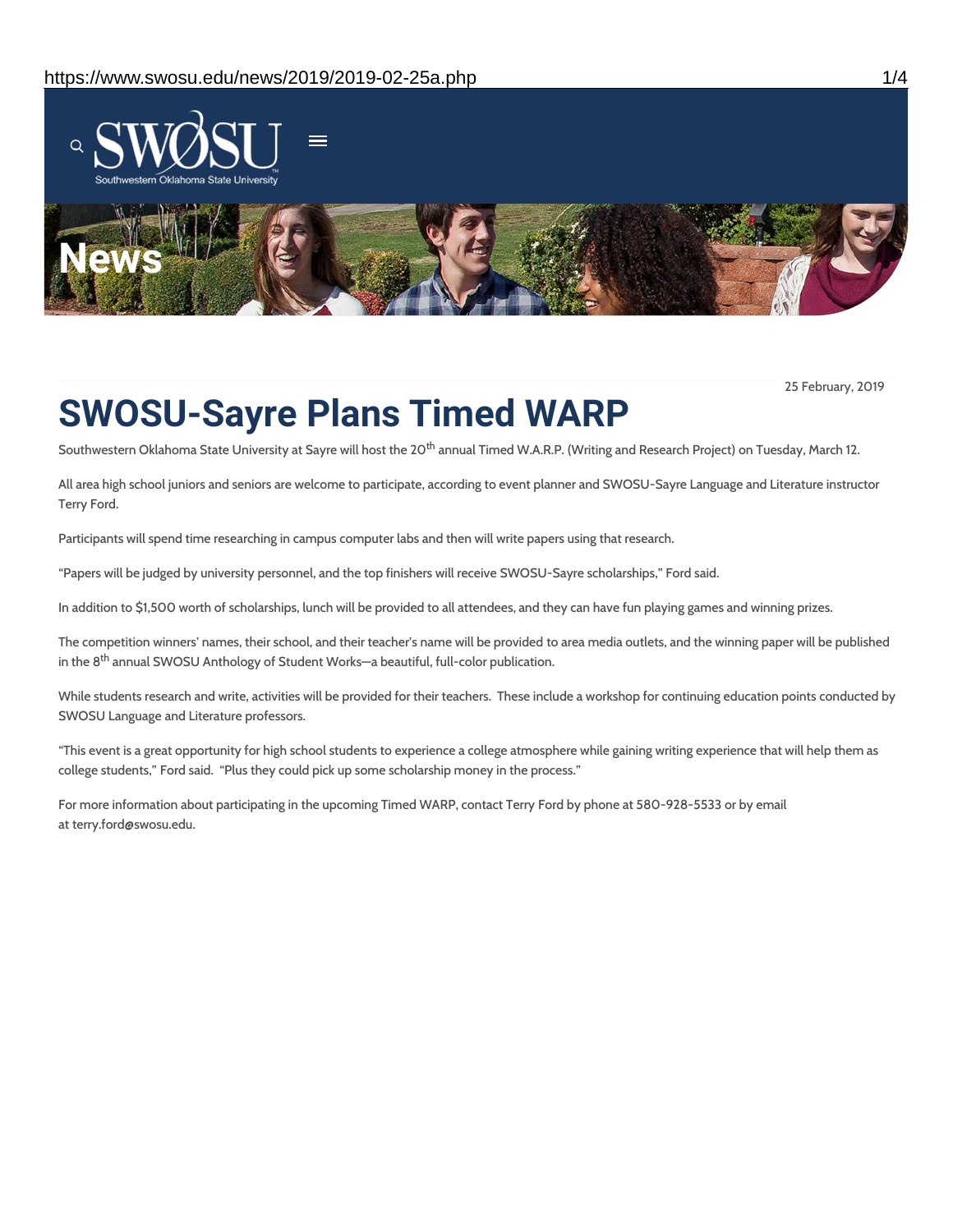25 February, 2019

# SWOSU-Sayre Plans Timed WARP

Southwestern Oklahoma State University at Sayre will host the 20th annual Timed W.A.R.P. (Writing and Research Project) on Tuesday, March 12.

All area high school juniors and seniors are welcome to participate, according to event planner and SWOSU-Sayre Language and Literature instructor Terry Ford.

Participants will spend time researching in campus computer labs and then will write papers using that research.

"Papers will be judged by university personnel, and the top finishers will receive SWOSU-Sayre scholarships," Ford said.

In addition to $1,500 worth of scholarships, lunch will be provided to all attendees, and they can have fun playing games and winning prizes.

The competition winners' names, their school, and their teacher's name will be provided to area media outlets, and the winning paper will be published in the 8th annual SWOSU Anthology of Student Works—a beautiful, full-color publication.

While students research and write, activities will be provided for their teachers. These include a workshop for continuing education points conducted by SWOSU Language and Literature professors.

"This event is a great opportunity for high school students to experience a college atmosphere while gaining writing experience that will help them as college students," Ford said. "Plus they could pick up some scholarship money in the process."

For more information about participating in the upcoming Timed WARP, contact Terry Ford by phone at 580-928-5533 or by email at terry.ford@swosu.edu.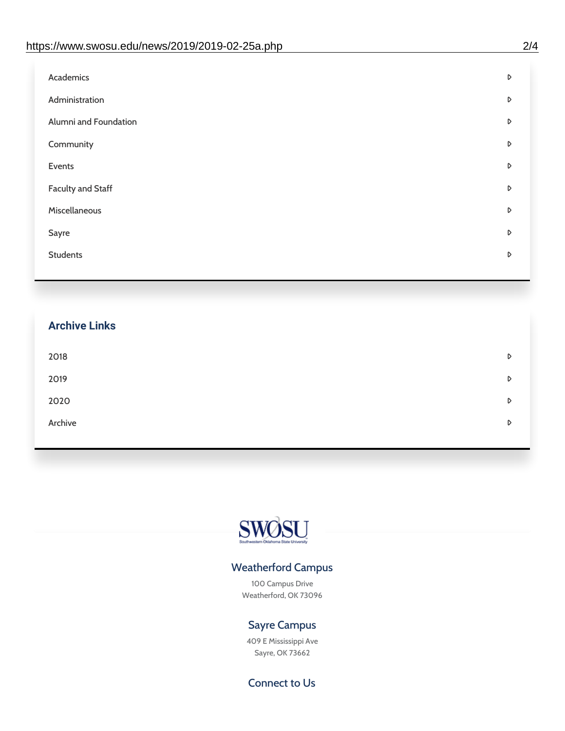- Academics
- Administration
- Alumni and Foundation
- Community
- Events
- Faculty and Staff
- Miscellaneous
- Sayre
- Students

## Archive Links

- 2018
- 2019
- 2020
- Archive

SWOSU

Southwestern Oklahoma State University

### Weatherford Campus

100 Campus Drive
Weatherford, OK 73096

### Sayre Campus

409 E Mississippi Ave
Sayre, OK 73662

### Connect to Us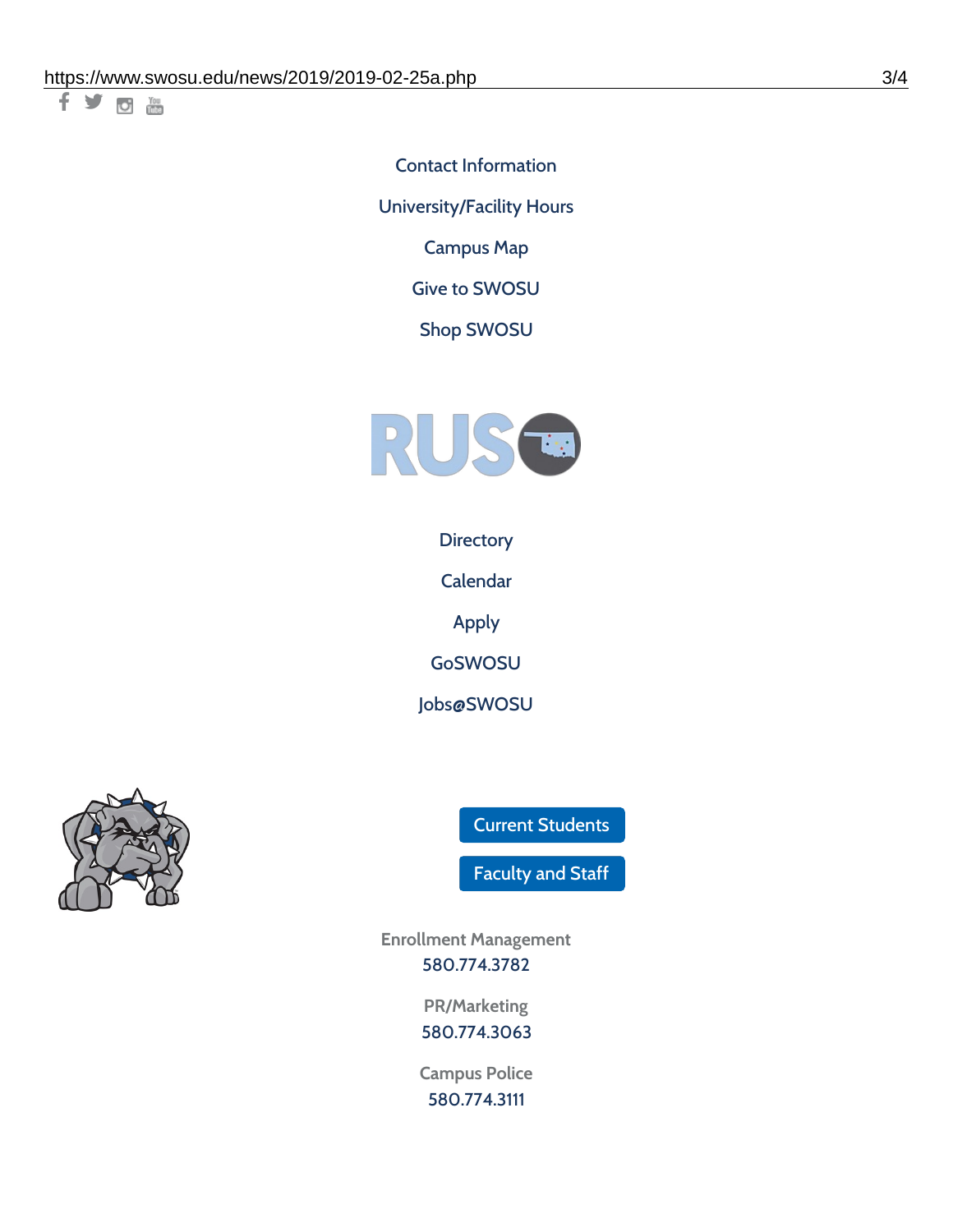Contact Information

University/Facility Hours

Campus Map

Give to SWOSU

Shop SWOSU

Directory

Calendar

Apply

GoSWOSU

Jobs@SWOSU

Current Students

Faculty and Staff

Enrollment Management
580.774.3782

PR/Marketing
580.774.3063

Campus Police
580.774.3111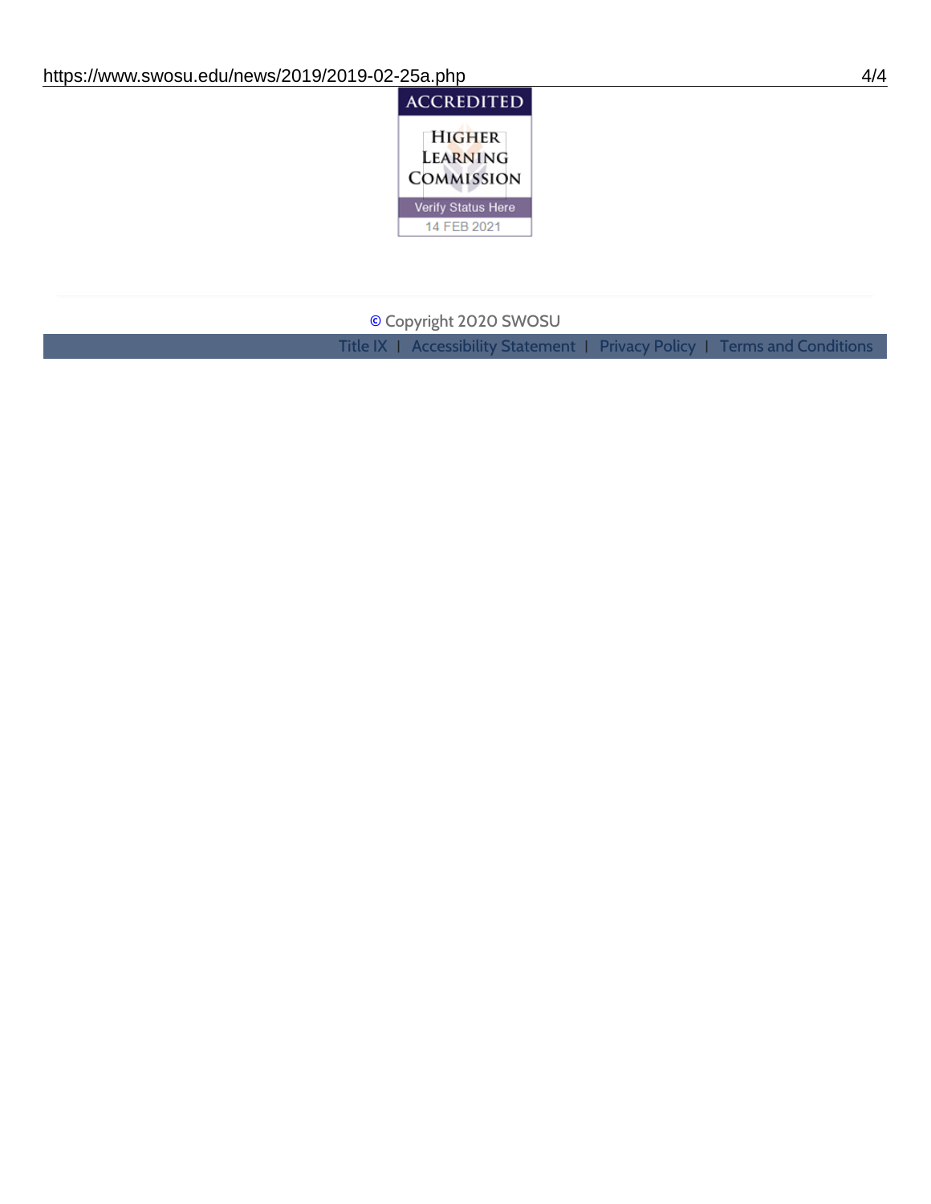ACCREDITED

HIGHER LEARNING COMMISSION

Verify Status Here

14 FEB 2021

© Copyright 2020 SWOSU

Title IX | Accessibility Statement | Privacy Policy | Terms and Conditions